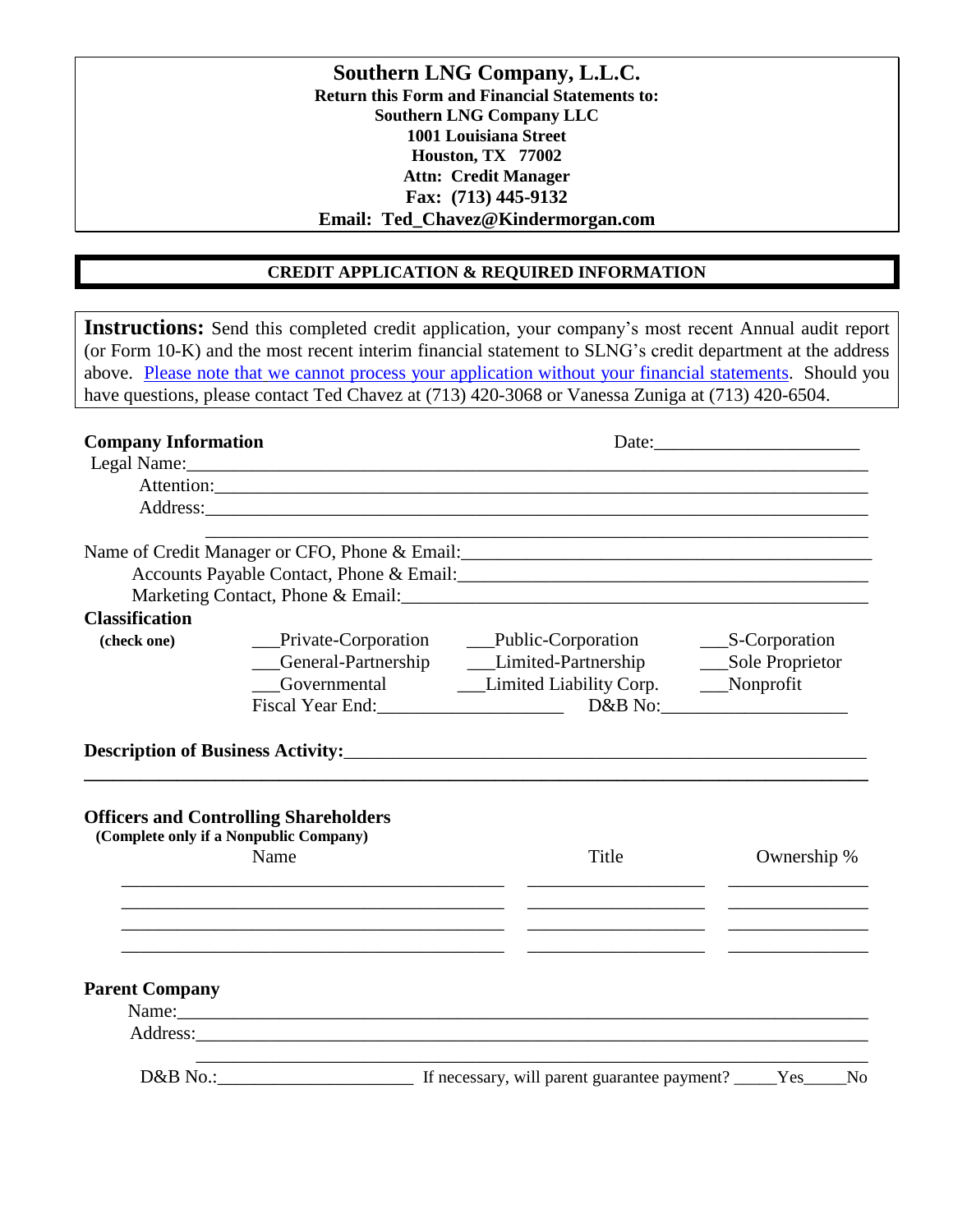# Southern LNG Company, L.L.C.

**Return this Form and Financial Statements to:**
**Southern LNG Company LLC**
**1001 Louisiana Street**
**Houston, TX 77002**
**Attn: Credit Manager**
**Fax: (713) 445-9132**
**Email: Ted_Chavez@Kindermorgan.com**

## CREDIT APPLICATION & REQUIRED INFORMATION

**Instructions:** Send this completed credit application, your company's most recent Annual audit report (or Form 10-K) and the most recent interim financial statement to SLNG's credit department at the address above. Please note that we cannot process your application without your financial statements. Should you have questions, please contact Ted Chavez at (713) 420-3068 or Vanessa Zuniga at (713) 420-6504.

**Company Information** Date:______________________

Legal Name:______________________________________________________________________

Attention:______________________________________________________________________

Address:______________________________________________________________________

______________________________________________________________________

Name of Credit Manager or CFO, Phone & Email:_______________________________________________

Accounts Payable Contact, Phone & Email:_______________________________________________

Marketing Contact, Phone & Email:_______________________________________________

**Classification**

**(check one)**

___Private-Corporation ___Public-Corporation ___S-Corporation

___General-Partnership ___Limited-Partnership ___Sole Proprietor

___Governmental ___Limited Liability Corp. ___Nonprofit

Fiscal Year End:____________________ D&B No:____________________

**Description of Business Activity:**_______________________________________________________

______________________________________________________________________

**Officers and Controlling Shareholders**
**(Complete only if a Nonpublic Company)**

| Name | Title | Ownership % |
|---|---|---|
| | | |
| | | |
| | | |
| | | |

**Parent Company**

Name:______________________________________________________________________

Address:______________________________________________________________________

______________________________________________________________________

D&B No.:______________________ If necessary, will parent guarantee payment? _____Yes_____No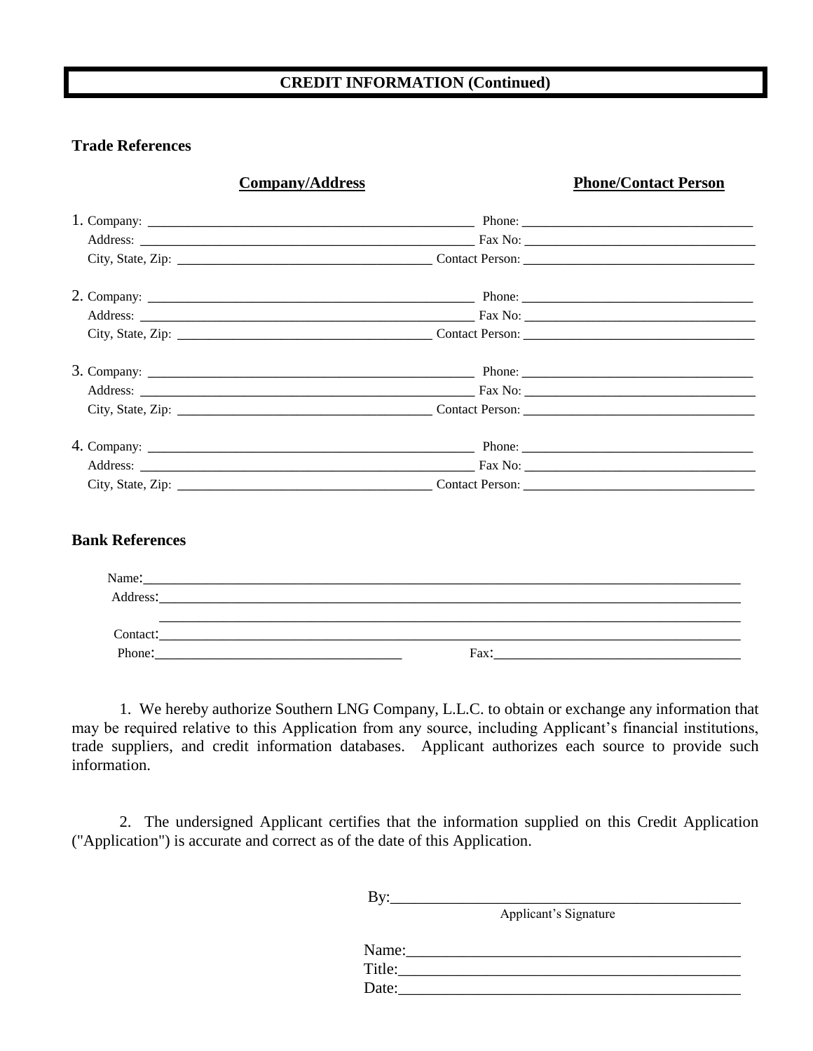## CREDIT INFORMATION (Continued)

### Trade References

| Company/Address | Phone/Contact Person |
|---|---|
| 1. Company: ______________________ | Phone: ______________________ |
| Address: ______________________ | Fax No: ______________________ |
| City, State, Zip: ______________________ | Contact Person: ______________________ |
| 2. Company: ______________________ | Phone: ______________________ |
| Address: ______________________ | Fax No: ______________________ |
| City, State, Zip: ______________________ | Contact Person: ______________________ |
| 3. Company: ______________________ | Phone: ______________________ |
| Address: ______________________ | Fax No: ______________________ |
| City, State, Zip: ______________________ | Contact Person: ______________________ |
| 4. Company: ______________________ | Phone: ______________________ |
| Address: ______________________ | Fax No: ______________________ |
| City, State, Zip: ______________________ | Contact Person: ______________________ |

### Bank References

Name:______________________________________________

Address:____________________________________________

____________________________________________________

Contact:____________________________________________

Phone:______________________ Fax:______________________

1. We hereby authorize Southern LNG Company, L.L.C. to obtain or exchange any information that may be required relative to this Application from any source, including Applicant's financial institutions, trade suppliers, and credit information databases. Applicant authorizes each source to provide such information.

2. The undersigned Applicant certifies that the information supplied on this Credit Application ("Application") is accurate and correct as of the date of this Application.

By:______________________________________
Applicant's Signature

Name:____________________________________

Title:_____________________________________

Date:_____________________________________